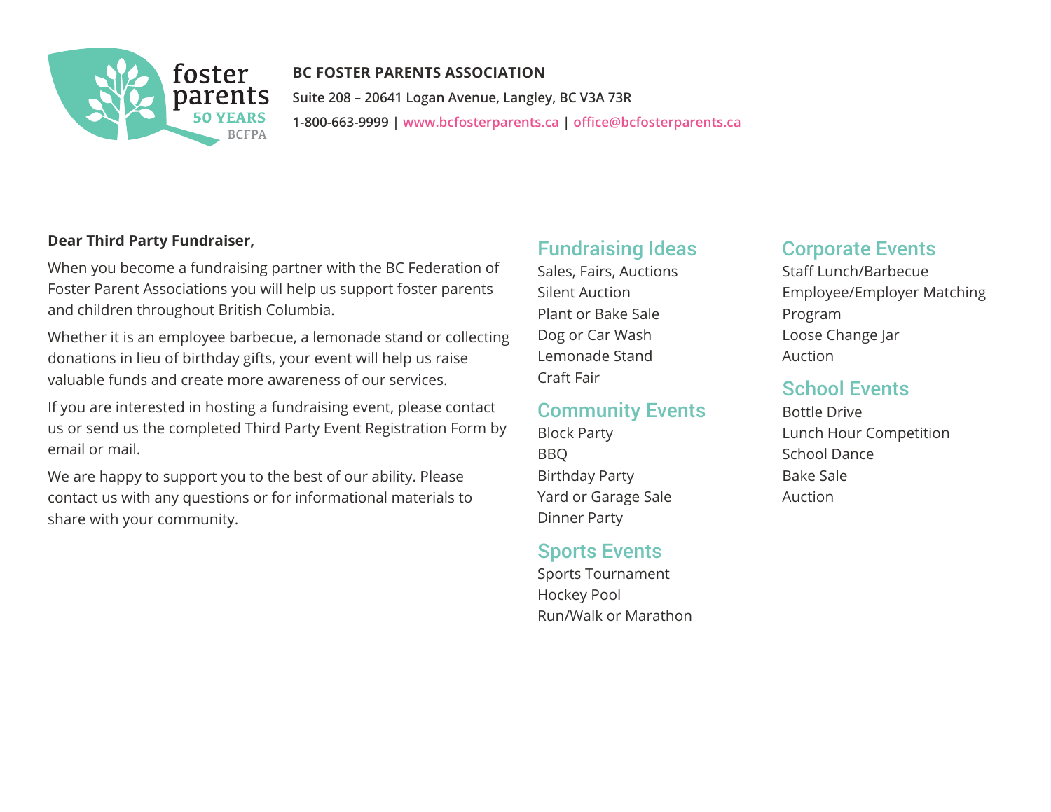**BC FOSTER PARENTS ASSOCIATION**

Suite 208 – 20641 Logan Avenue, Langley, BC V3A 7R3

1-800-663-9999 | www.bcfosterparents.ca | office@bcfosterparents.ca

**Dear Third Party Fundraiser,**

When you become a fundraising partner with the BC Federation of Foster Parent Associations you will help us support foster parents and children throughout British Columbia.

Whether it is an employee barbecue, a lemonade stand or collecting donations in lieu of birthday gifts, your event will help us raise valuable funds and create more awareness of our services.

If you are interested in hosting a fundraising event, please contact us or send us the completed Third Party Event Registration Form by email or mail.

We are happy to support you to the best of our ability. Please contact us with any questions or for informational materials to share with your community.

## Fundraising Ideas

Sales, Fairs, Auctions
Silent Auction
Plant or Bake Sale
Dog or Car Wash
Lemonade Stand
Craft Fair

## Community Events

Block Party
BBQ
Birthday Party
Yard or Garage Sale
Dinner Party

## Sports Events

Sports Tournament
Hockey Pool
Run/Walk or Marathon

## Corporate Events

Staff Lunch/Barbecue
Employee/Employer Matching Program
Loose Change Jar
Auction

## School Events

Bottle Drive
Lunch Hour Competition
School Dance
Bake Sale
Auction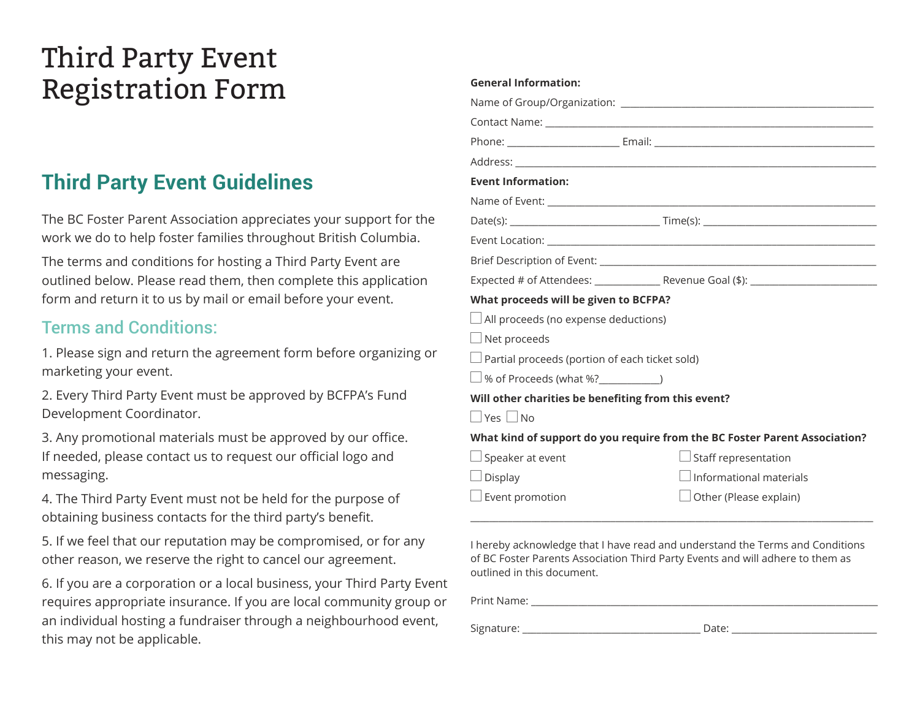# Third Party Event Registration Form

## Third Party Event Guidelines

The BC Foster Parent Association appreciates your support for the work we do to help foster families throughout British Columbia.

The terms and conditions for hosting a Third Party Event are outlined below. Please read them, then complete this application form and return it to us by mail or email before your event.

### Terms and Conditions:

1. Please sign and return the agreement form before organizing or marketing your event.

2. Every Third Party Event must be approved by BCFPA's Fund Development Coordinator.

3. Any promotional materials must be approved by our office. If needed, please contact us to request our official logo and messaging.

4. The Third Party Event must not be held for the purpose of obtaining business contacts for the third party's benefit.

5. If we feel that our reputation may be compromised, or for any other reason, we reserve the right to cancel our agreement.

6. If you are a corporation or a local business, your Third Party Event requires appropriate insurance. If you are local community group or an individual hosting a fundraiser through a neighbourhood event, this may not be applicable.

**General Information:**

Name of Group/Organization: ______________________________

Contact Name: ______________________________

Phone: ______________ Email: ______________________________

Address: ______________________________

**Event Information:**

Name of Event: ______________________________

Date(s): ______________ Time(s): ______________

Event Location: ______________________________

Brief Description of Event: ______________________________

Expected # of Attendees: __________ Revenue Goal ($): ______________

**What proceeds will be given to BCFPA?**

☐ All proceeds (no expense deductions)

☐ Net proceeds

☐ Partial proceeds (portion of each ticket sold)

☐ % of Proceeds (what %?__________)

**Will other charities be benefiting from this event?**

☐ Yes ☐ No

**What kind of support do you require from the BC Foster Parent Association?**

☐ Speaker at event ☐ Staff representation

☐ Display ☐ Informational materials

☐ Event promotion ☐ Other (Please explain)

______________________________

I hereby acknowledge that I have read and understand the Terms and Conditions of BC Foster Parents Association Third Party Events and will adhere to them as outlined in this document.

Print Name: ______________________________

Signature: ______________________ Date: ______________